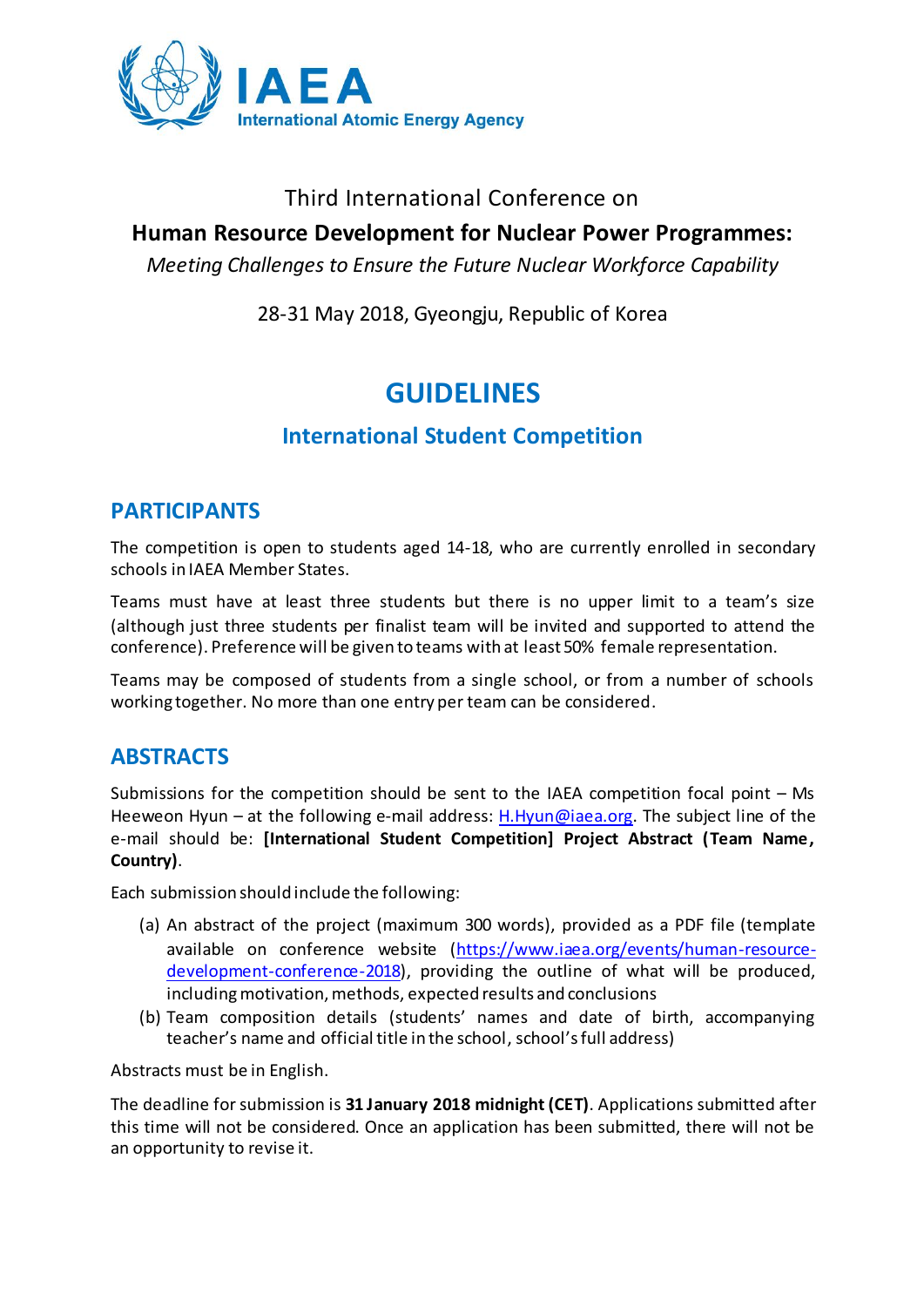IAEA
International Atomic Energy Agency

Third International Conference on

**Human Resource Development for Nuclear Power Programmes:**

*Meeting Challenges to Ensure the Future Nuclear Workforce Capability*

28-31 May 2018, Gyeongju, Republic of Korea

# GUIDELINES

## International Student Competition

## PARTICIPANTS

The competition is open to students aged 14-18, who are currently enrolled in secondary schools in IAEA Member States.

Teams must have at least three students but there is no upper limit to a team's size (although just three students per finalist team will be invited and supported to attend the conference). Preference will be given to teams with at least 50% female representation.

Teams may be composed of students from a single school, or from a number of schools working together. No more than one entry per team can be considered.

## ABSTRACTS

Submissions for the competition should be sent to the IAEA competition focal point – Ms Heeweon Hyun – at the following e-mail address: H.Hyun@iaea.org. The subject line of the e-mail should be: **[International Student Competition] Project Abstract (Team Name, Country)**.

Each submission should include the following:

(a) An abstract of the project (maximum 300 words), provided as a PDF file (template available on conference website (https://www.iaea.org/events/human-resource-development-conference-2018), providing the outline of what will be produced, including motivation, methods, expected results and conclusions

(b) Team composition details (students' names and date of birth, accompanying teacher's name and official title in the school, school's full address)

Abstracts must be in English.

The deadline for submission is **31 January 2018 midnight (CET)**. Applications submitted after this time will not be considered. Once an application has been submitted, there will not be an opportunity to revise it.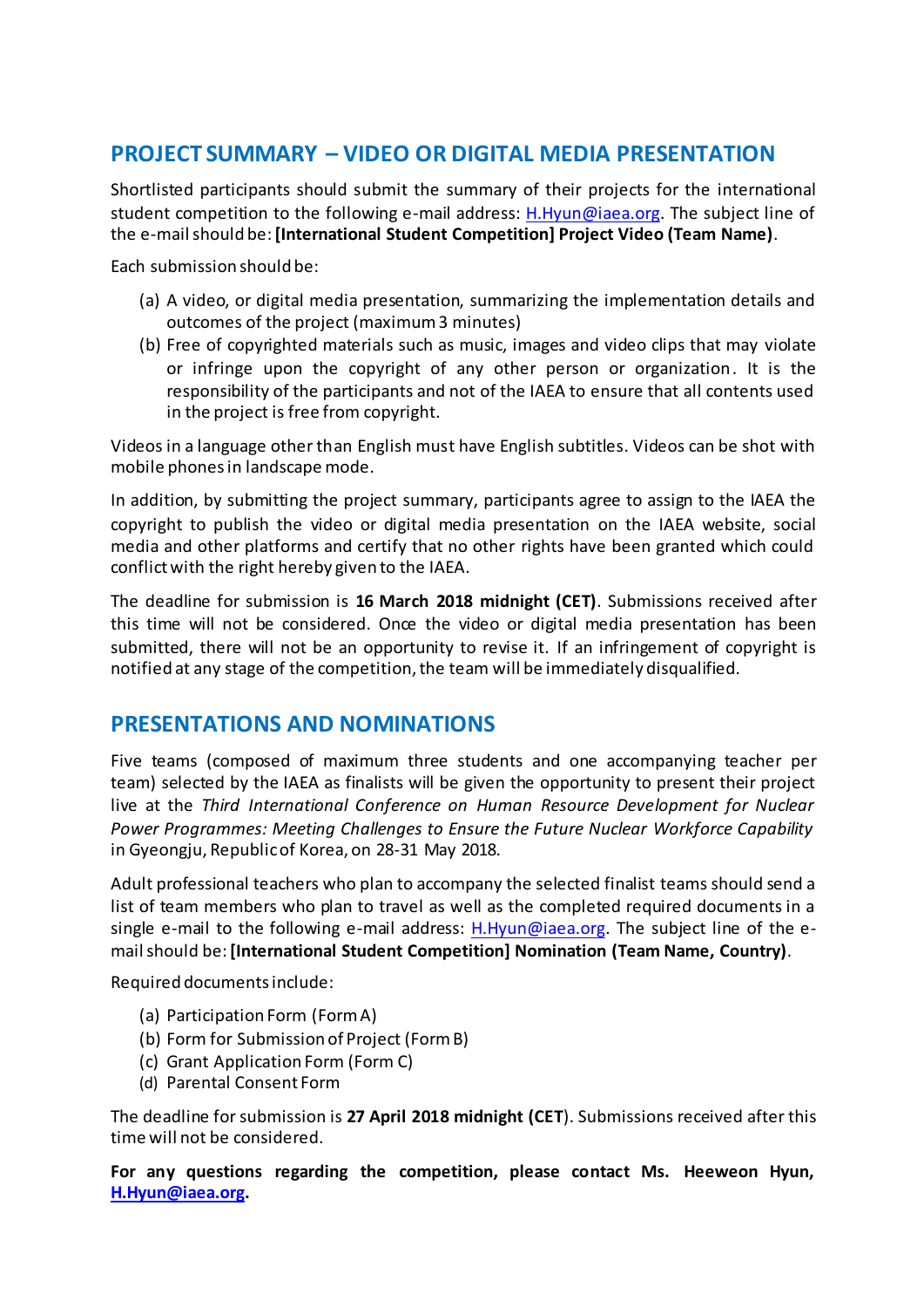## PROJECT SUMMARY – VIDEO OR DIGITAL MEDIA PRESENTATION

Shortlisted participants should submit the summary of their projects for the international student competition to the following e-mail address: H.Hyun@iaea.org. The subject line of the e-mail should be: **[International Student Competition] Project Video (Team Name)**.

Each submission should be:

(a) A video, or digital media presentation, summarizing the implementation details and outcomes of the project (maximum 3 minutes)
(b) Free of copyrighted materials such as music, images and video clips that may violate or infringe upon the copyright of any other person or organization. It is the responsibility of the participants and not of the IAEA to ensure that all contents used in the project is free from copyright.

Videos in a language other than English must have English subtitles. Videos can be shot with mobile phones in landscape mode.

In addition, by submitting the project summary, participants agree to assign to the IAEA the copyright to publish the video or digital media presentation on the IAEA website, social media and other platforms and certify that no other rights have been granted which could conflict with the right hereby given to the IAEA.

The deadline for submission is **16 March 2018 midnight (CET)**. Submissions received after this time will not be considered. Once the video or digital media presentation has been submitted, there will not be an opportunity to revise it. If an infringement of copyright is notified at any stage of the competition, the team will be immediately disqualified.

## PRESENTATIONS AND NOMINATIONS

Five teams (composed of maximum three students and one accompanying teacher per team) selected by the IAEA as finalists will be given the opportunity to present their project live at the *Third International Conference on Human Resource Development for Nuclear Power Programmes: Meeting Challenges to Ensure the Future Nuclear Workforce Capability* in Gyeongju, Republic of Korea, on 28-31 May 2018.

Adult professional teachers who plan to accompany the selected finalist teams should send a list of team members who plan to travel as well as the completed required documents in a single e-mail to the following e-mail address: H.Hyun@iaea.org. The subject line of the e-mail should be: **[International Student Competition] Nomination (Team Name, Country)**.

Required documents include:

(a) Participation Form (Form A)
(b) Form for Submission of Project (Form B)
(c) Grant Application Form (Form C)
(d) Parental Consent Form

The deadline for submission is **27 April 2018 midnight (CET**). Submissions received after this time will not be considered.

**For any questions regarding the competition, please contact Ms. Heeweon Hyun, H.Hyun@iaea.org.**